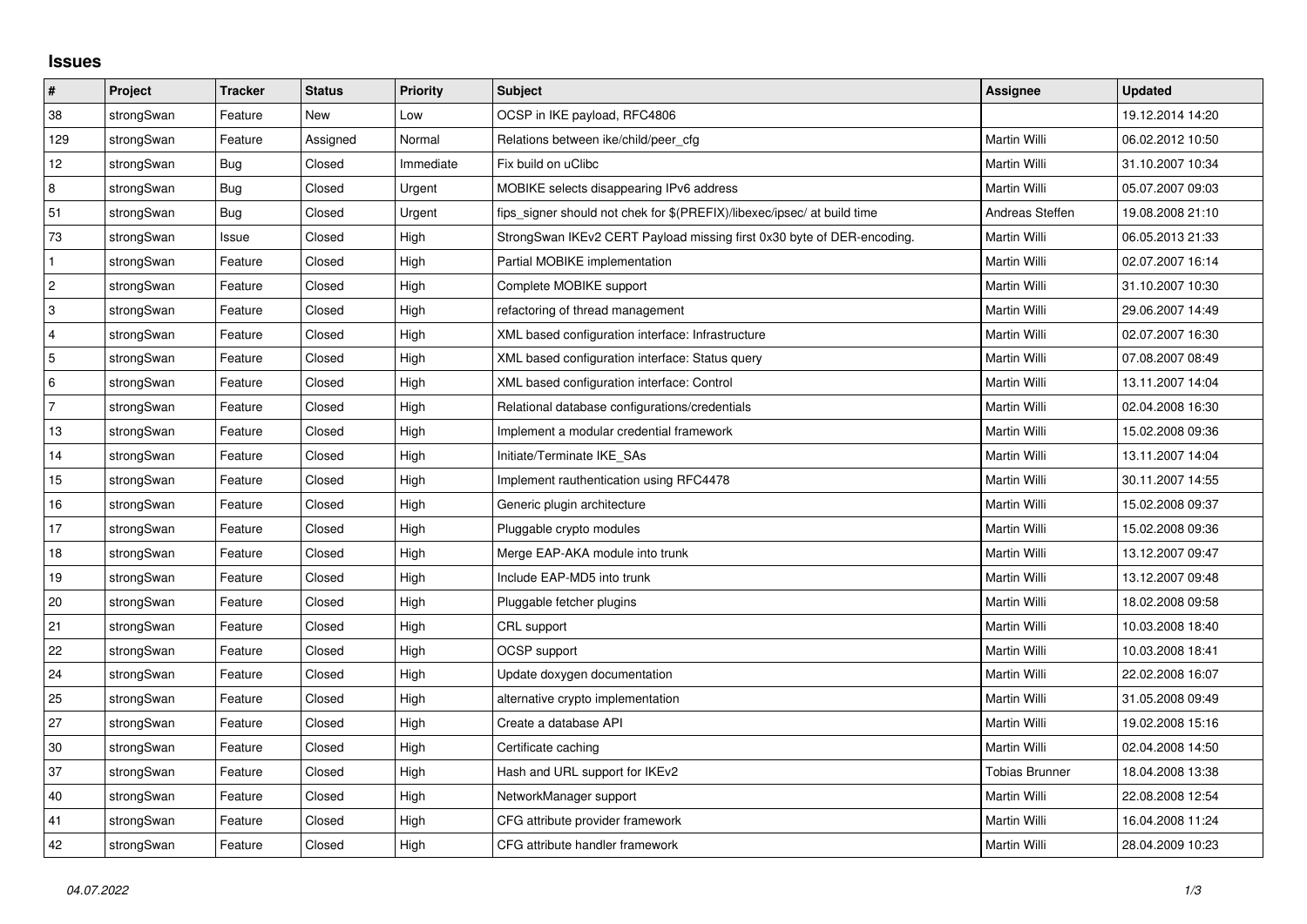## Issues

| # | Project | Tracker | Status | Priority | Subject | Assignee | Updated |
|---|---|---|---|---|---|---|---|
| 38 | strongSwan | Feature | New | Low | OCSP in IKE payload, RFC4806 | | 19.12.2014 14:20 |
| 129 | strongSwan | Feature | Assigned | Normal | Relations between ike/child/peer_cfg | Martin Willi | 06.02.2012 10:50 |
| 12 | strongSwan | Bug | Closed | Immediate | Fix build on uClibc | Martin Willi | 31.10.2007 10:34 |
| 8 | strongSwan | Bug | Closed | Urgent | MOBIKE selects disappearing IPv6 address | Martin Willi | 05.07.2007 09:03 |
| 51 | strongSwan | Bug | Closed | Urgent | fips_signer should not chek for $(PREFIX)/libexec/ipsec/ at build time | Andreas Steffen | 19.08.2008 21:10 |
| 73 | strongSwan | Issue | Closed | High | StrongSwan IKEv2 CERT Payload missing first 0x30 byte of DER-encoding. | Martin Willi | 06.05.2013 21:33 |
| 1 | strongSwan | Feature | Closed | High | Partial MOBIKE implementation | Martin Willi | 02.07.2007 16:14 |
| 2 | strongSwan | Feature | Closed | High | Complete MOBIKE support | Martin Willi | 31.10.2007 10:30 |
| 3 | strongSwan | Feature | Closed | High | refactoring of thread management | Martin Willi | 29.06.2007 14:49 |
| 4 | strongSwan | Feature | Closed | High | XML based configuration interface: Infrastructure | Martin Willi | 02.07.2007 16:30 |
| 5 | strongSwan | Feature | Closed | High | XML based configuration interface: Status query | Martin Willi | 07.08.2007 08:49 |
| 6 | strongSwan | Feature | Closed | High | XML based configuration interface: Control | Martin Willi | 13.11.2007 14:04 |
| 7 | strongSwan | Feature | Closed | High | Relational database configurations/credentials | Martin Willi | 02.04.2008 16:30 |
| 13 | strongSwan | Feature | Closed | High | Implement a modular credential framework | Martin Willi | 15.02.2008 09:36 |
| 14 | strongSwan | Feature | Closed | High | Initiate/Terminate IKE_SAs | Martin Willi | 13.11.2007 14:04 |
| 15 | strongSwan | Feature | Closed | High | Implement rauthentication using RFC4478 | Martin Willi | 30.11.2007 14:55 |
| 16 | strongSwan | Feature | Closed | High | Generic plugin architecture | Martin Willi | 15.02.2008 09:37 |
| 17 | strongSwan | Feature | Closed | High | Pluggable crypto modules | Martin Willi | 15.02.2008 09:36 |
| 18 | strongSwan | Feature | Closed | High | Merge EAP-AKA module into trunk | Martin Willi | 13.12.2007 09:47 |
| 19 | strongSwan | Feature | Closed | High | Include EAP-MD5 into trunk | Martin Willi | 13.12.2007 09:48 |
| 20 | strongSwan | Feature | Closed | High | Pluggable fetcher plugins | Martin Willi | 18.02.2008 09:58 |
| 21 | strongSwan | Feature | Closed | High | CRL support | Martin Willi | 10.03.2008 18:40 |
| 22 | strongSwan | Feature | Closed | High | OCSP support | Martin Willi | 10.03.2008 18:41 |
| 24 | strongSwan | Feature | Closed | High | Update doxygen documentation | Martin Willi | 22.02.2008 16:07 |
| 25 | strongSwan | Feature | Closed | High | alternative crypto implementation | Martin Willi | 31.05.2008 09:49 |
| 27 | strongSwan | Feature | Closed | High | Create a database API | Martin Willi | 19.02.2008 15:16 |
| 30 | strongSwan | Feature | Closed | High | Certificate caching | Martin Willi | 02.04.2008 14:50 |
| 37 | strongSwan | Feature | Closed | High | Hash and URL support for IKEv2 | Tobias Brunner | 18.04.2008 13:38 |
| 40 | strongSwan | Feature | Closed | High | NetworkManager support | Martin Willi | 22.08.2008 12:54 |
| 41 | strongSwan | Feature | Closed | High | CFG attribute provider framework | Martin Willi | 16.04.2008 11:24 |
| 42 | strongSwan | Feature | Closed | High | CFG attribute handler framework | Martin Willi | 28.04.2009 10:23 |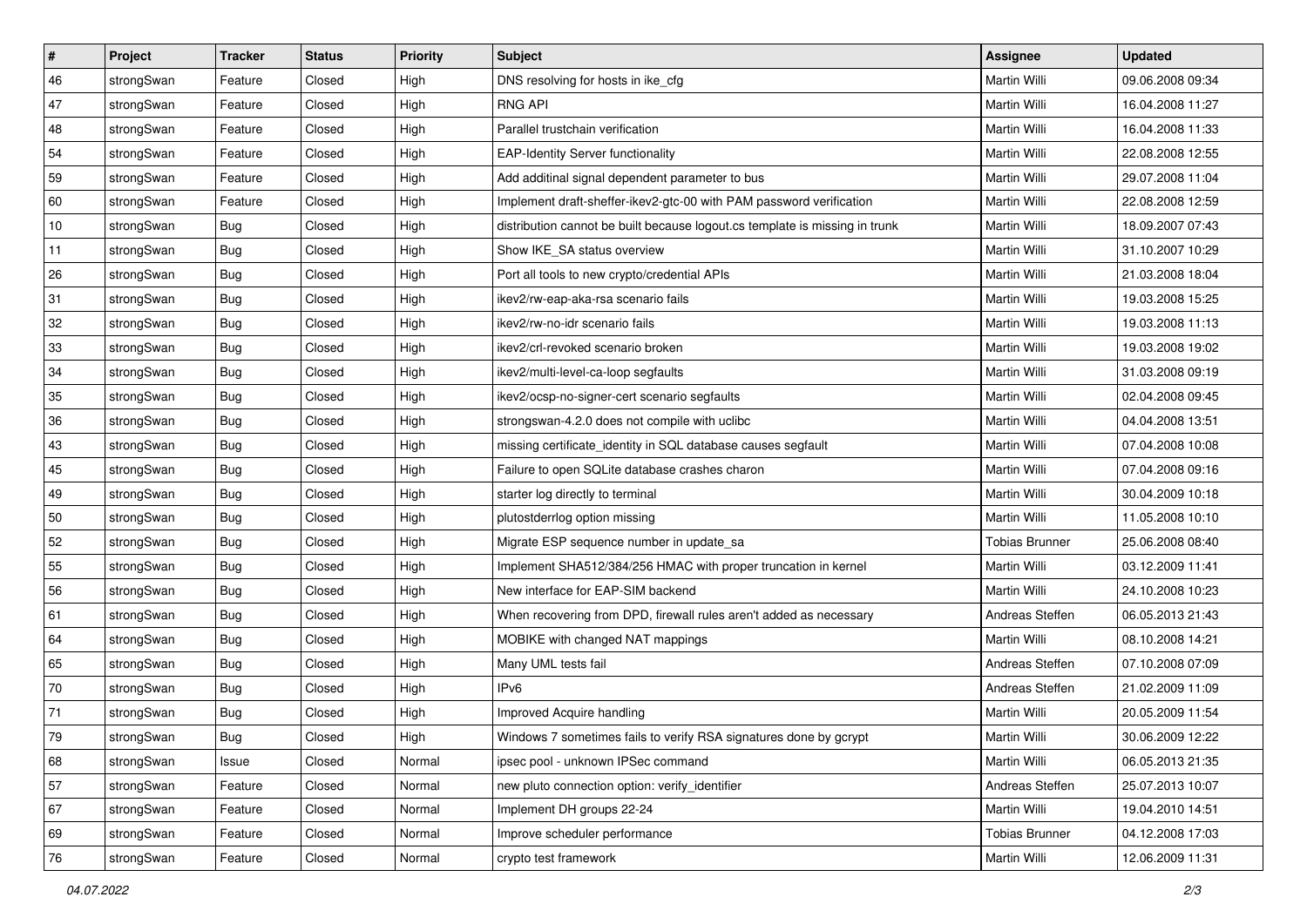| # | Project | Tracker | Status | Priority | Subject | Assignee | Updated |
|---|---|---|---|---|---|---|---|
| 46 | strongSwan | Feature | Closed | High | DNS resolving for hosts in ike_cfg | Martin Willi | 09.06.2008 09:34 |
| 47 | strongSwan | Feature | Closed | High | RNG API | Martin Willi | 16.04.2008 11:27 |
| 48 | strongSwan | Feature | Closed | High | Parallel trustchain verification | Martin Willi | 16.04.2008 11:33 |
| 54 | strongSwan | Feature | Closed | High | EAP-Identity Server functionality | Martin Willi | 22.08.2008 12:55 |
| 59 | strongSwan | Feature | Closed | High | Add additinal signal dependent parameter to bus | Martin Willi | 29.07.2008 11:04 |
| 60 | strongSwan | Feature | Closed | High | Implement draft-sheffer-ikev2-gtc-00 with PAM password verification | Martin Willi | 22.08.2008 12:59 |
| 10 | strongSwan | Bug | Closed | High | distribution cannot be built because logout.cs template is missing in trunk | Martin Willi | 18.09.2007 07:43 |
| 11 | strongSwan | Bug | Closed | High | Show IKE_SA status overview | Martin Willi | 31.10.2007 10:29 |
| 26 | strongSwan | Bug | Closed | High | Port all tools to new crypto/credential APIs | Martin Willi | 21.03.2008 18:04 |
| 31 | strongSwan | Bug | Closed | High | ikev2/rw-eap-aka-rsa scenario fails | Martin Willi | 19.03.2008 15:25 |
| 32 | strongSwan | Bug | Closed | High | ikev2/rw-no-idr scenario fails | Martin Willi | 19.03.2008 11:13 |
| 33 | strongSwan | Bug | Closed | High | ikev2/crl-revoked scenario broken | Martin Willi | 19.03.2008 19:02 |
| 34 | strongSwan | Bug | Closed | High | ikev2/multi-level-ca-loop segfaults | Martin Willi | 31.03.2008 09:19 |
| 35 | strongSwan | Bug | Closed | High | ikev2/ocsp-no-signer-cert scenario segfaults | Martin Willi | 02.04.2008 09:45 |
| 36 | strongSwan | Bug | Closed | High | strongswan-4.2.0 does not compile with uclibc | Martin Willi | 04.04.2008 13:51 |
| 43 | strongSwan | Bug | Closed | High | missing certificate_identity in SQL database causes segfault | Martin Willi | 07.04.2008 10:08 |
| 45 | strongSwan | Bug | Closed | High | Failure to open SQLite database crashes charon | Martin Willi | 07.04.2008 09:16 |
| 49 | strongSwan | Bug | Closed | High | starter log directly to terminal | Martin Willi | 30.04.2009 10:18 |
| 50 | strongSwan | Bug | Closed | High | plutostderrlog option missing | Martin Willi | 11.05.2008 10:10 |
| 52 | strongSwan | Bug | Closed | High | Migrate ESP sequence number in update_sa | Tobias Brunner | 25.06.2008 08:40 |
| 55 | strongSwan | Bug | Closed | High | Implement SHA512/384/256 HMAC with proper truncation in kernel | Martin Willi | 03.12.2009 11:41 |
| 56 | strongSwan | Bug | Closed | High | New interface for EAP-SIM backend | Martin Willi | 24.10.2008 10:23 |
| 61 | strongSwan | Bug | Closed | High | When recovering from DPD, firewall rules aren't added as necessary | Andreas Steffen | 06.05.2013 21:43 |
| 64 | strongSwan | Bug | Closed | High | MOBIKE with changed NAT mappings | Martin Willi | 08.10.2008 14:21 |
| 65 | strongSwan | Bug | Closed | High | Many UML tests fail | Andreas Steffen | 07.10.2008 07:09 |
| 70 | strongSwan | Bug | Closed | High | IPv6 | Andreas Steffen | 21.02.2009 11:09 |
| 71 | strongSwan | Bug | Closed | High | Improved Acquire handling | Martin Willi | 20.05.2009 11:54 |
| 79 | strongSwan | Bug | Closed | High | Windows 7 sometimes fails to verify RSA signatures done by gcrypt | Martin Willi | 30.06.2009 12:22 |
| 68 | strongSwan | Issue | Closed | Normal | ipsec pool - unknown IPSec command | Martin Willi | 06.05.2013 21:35 |
| 57 | strongSwan | Feature | Closed | Normal | new pluto connection option: verify_identifier | Andreas Steffen | 25.07.2013 10:07 |
| 67 | strongSwan | Feature | Closed | Normal | Implement DH groups 22-24 | Martin Willi | 19.04.2010 14:51 |
| 69 | strongSwan | Feature | Closed | Normal | Improve scheduler performance | Tobias Brunner | 04.12.2008 17:03 |
| 76 | strongSwan | Feature | Closed | Normal | crypto test framework | Martin Willi | 12.06.2009 11:31 |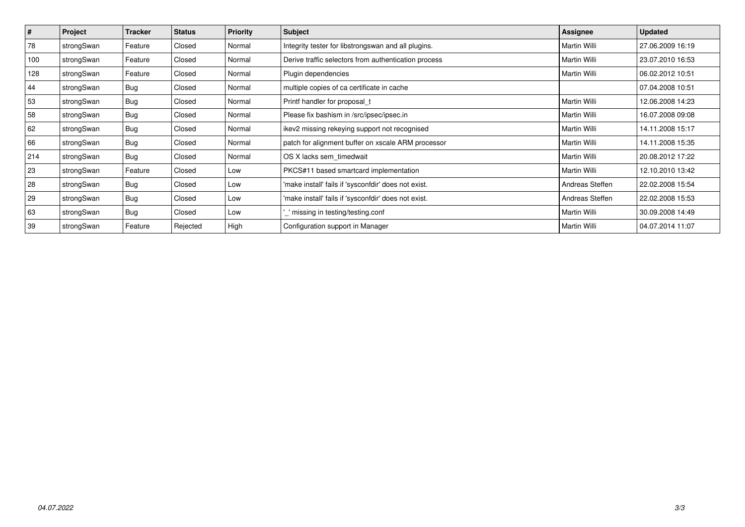| # | Project | Tracker | Status | Priority | Subject | Assignee | Updated |
|---|---|---|---|---|---|---|---|
| 78 | strongSwan | Feature | Closed | Normal | Integrity tester for libstrongswan and all plugins. | Martin Willi | 27.06.2009 16:19 |
| 100 | strongSwan | Feature | Closed | Normal | Derive traffic selectors from authentication process | Martin Willi | 23.07.2010 16:53 |
| 128 | strongSwan | Feature | Closed | Normal | Plugin dependencies | Martin Willi | 06.02.2012 10:51 |
| 44 | strongSwan | Bug | Closed | Normal | multiple copies of ca certificate in cache | | 07.04.2008 10:51 |
| 53 | strongSwan | Bug | Closed | Normal | Printf handler for proposal_t | Martin Willi | 12.06.2008 14:23 |
| 58 | strongSwan | Bug | Closed | Normal | Please fix bashism in /src/ipsec/ipsec.in | Martin Willi | 16.07.2008 09:08 |
| 62 | strongSwan | Bug | Closed | Normal | ikev2 missing rekeying support not recognised | Martin Willi | 14.11.2008 15:17 |
| 66 | strongSwan | Bug | Closed | Normal | patch for alignment buffer on xscale ARM processor | Martin Willi | 14.11.2008 15:35 |
| 214 | strongSwan | Bug | Closed | Normal | OS X lacks sem_timedwait | Martin Willi | 20.08.2012 17:22 |
| 23 | strongSwan | Feature | Closed | Low | PKCS#11 based smartcard implementation | Martin Willi | 12.10.2010 13:42 |
| 28 | strongSwan | Bug | Closed | Low | 'make install' fails if 'sysconfdir' does not exist. | Andreas Steffen | 22.02.2008 15:54 |
| 29 | strongSwan | Bug | Closed | Low | 'make install' fails if 'sysconfdir' does not exist. | Andreas Steffen | 22.02.2008 15:53 |
| 63 | strongSwan | Bug | Closed | Low | '_' missing in testing/testing.conf | Martin Willi | 30.09.2008 14:49 |
| 39 | strongSwan | Feature | Rejected | High | Configuration support in Manager | Martin Willi | 04.07.2014 11:07 |